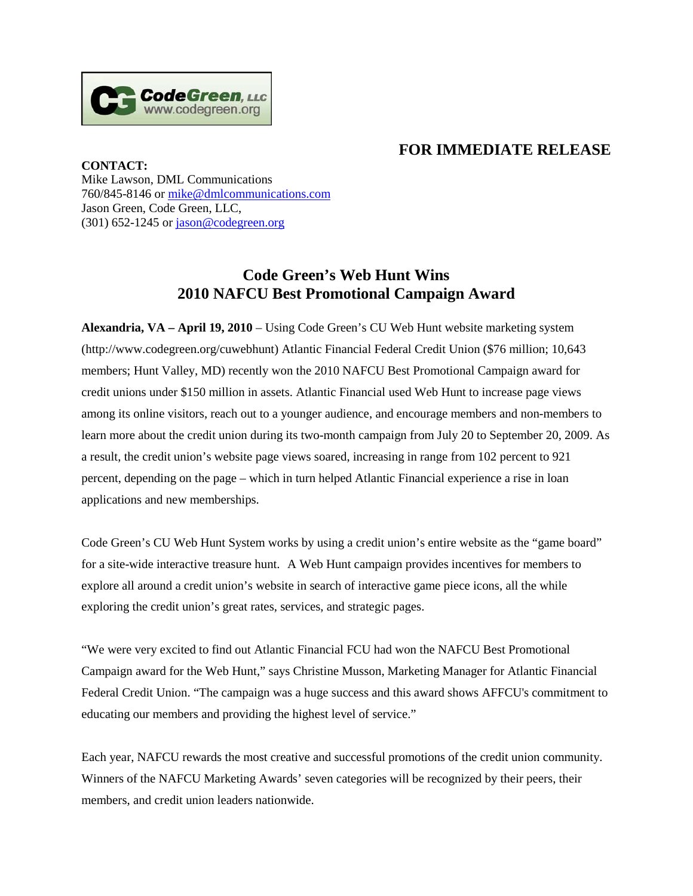CodeGreen, LLC
www.codegreen.org

**FOR IMMEDIATE RELEASE**

**CONTACT:**
Mike Lawson, DML Communications
760/845-8146 or mike@dmlcommunications.com
Jason Green, Code Green, LLC,
(301) 652-1245 or jason@codegreen.org

## Code Green's Web Hunt Wins 2010 NAFCU Best Promotional Campaign Award

**Alexandria, VA – April 19, 2010** – Using Code Green's CU Web Hunt website marketing system (http://www.codegreen.org/cuwebhunt) Atlantic Financial Federal Credit Union ($76 million; 10,643 members; Hunt Valley, MD) recently won the 2010 NAFCU Best Promotional Campaign award for credit unions under $150 million in assets. Atlantic Financial used Web Hunt to increase page views among its online visitors, reach out to a younger audience, and encourage members and non-members to learn more about the credit union during its two-month campaign from July 20 to September 20, 2009. As a result, the credit union's website page views soared, increasing in range from 102 percent to 921 percent, depending on the page – which in turn helped Atlantic Financial experience a rise in loan applications and new memberships.

Code Green's CU Web Hunt System works by using a credit union's entire website as the "game board" for a site-wide interactive treasure hunt. A Web Hunt campaign provides incentives for members to explore all around a credit union's website in search of interactive game piece icons, all the while exploring the credit union's great rates, services, and strategic pages.

"We were very excited to find out Atlantic Financial FCU had won the NAFCU Best Promotional Campaign award for the Web Hunt," says Christine Musson, Marketing Manager for Atlantic Financial Federal Credit Union. "The campaign was a huge success and this award shows AFFCU's commitment to educating our members and providing the highest level of service."

Each year, NAFCU rewards the most creative and successful promotions of the credit union community. Winners of the NAFCU Marketing Awards' seven categories will be recognized by their peers, their members, and credit union leaders nationwide.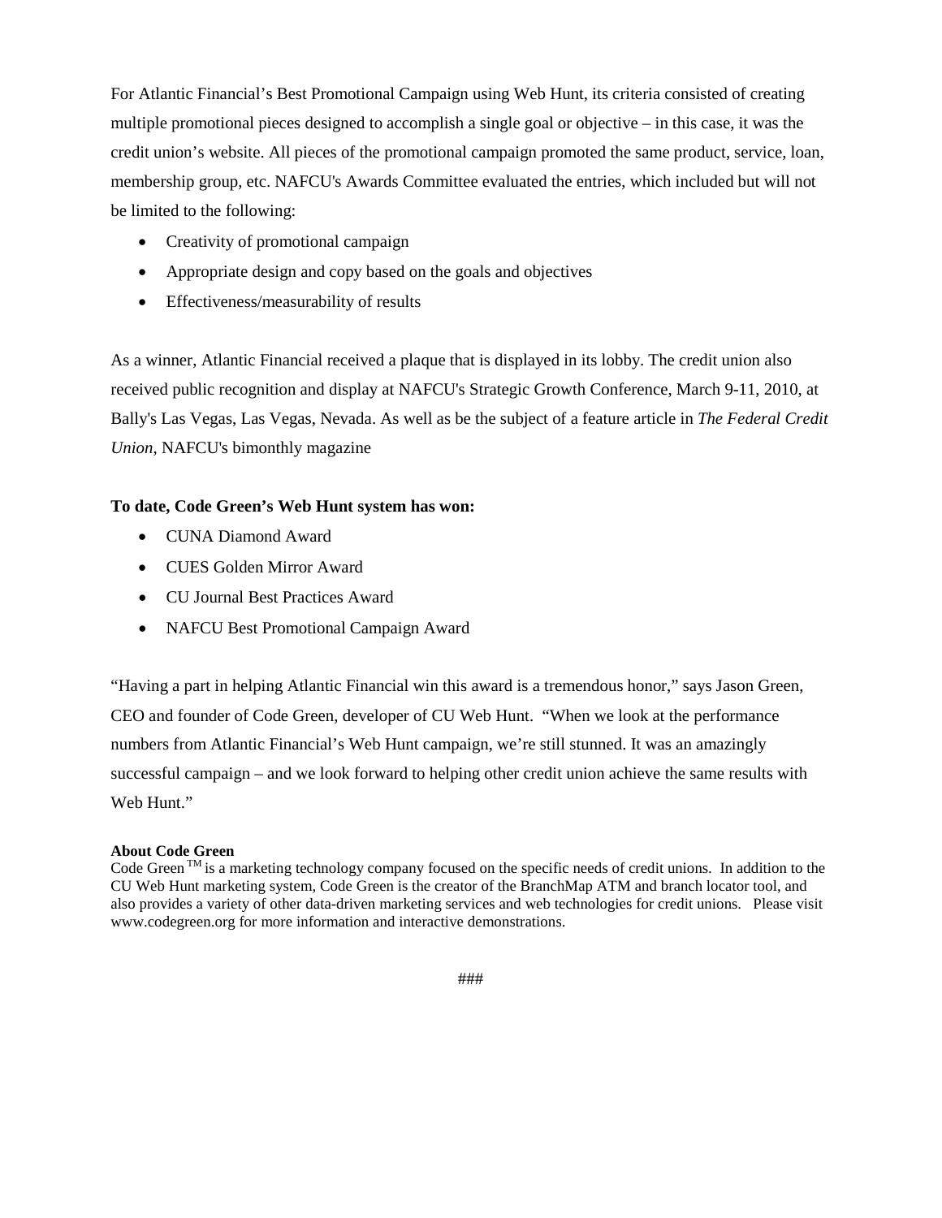For Atlantic Financial's Best Promotional Campaign using Web Hunt, its criteria consisted of creating multiple promotional pieces designed to accomplish a single goal or objective – in this case, it was the credit union's website. All pieces of the promotional campaign promoted the same product, service, loan, membership group, etc. NAFCU's Awards Committee evaluated the entries, which included but will not be limited to the following:

- Creativity of promotional campaign
- Appropriate design and copy based on the goals and objectives
- Effectiveness/measurability of results

As a winner, Atlantic Financial received a plaque that is displayed in its lobby. The credit union also received public recognition and display at NAFCU's Strategic Growth Conference, March 9-11, 2010, at Bally's Las Vegas, Las Vegas, Nevada. As well as be the subject of a feature article in *The Federal Credit Union*, NAFCU's bimonthly magazine

**To date, Code Green's Web Hunt system has won:**

- CUNA Diamond Award
- CUES Golden Mirror Award
- CU Journal Best Practices Award
- NAFCU Best Promotional Campaign Award

"Having a part in helping Atlantic Financial win this award is a tremendous honor," says Jason Green, CEO and founder of Code Green, developer of CU Web Hunt. "When we look at the performance numbers from Atlantic Financial's Web Hunt campaign, we're still stunned. It was an amazingly successful campaign – and we look forward to helping other credit union achieve the same results with Web Hunt."

**About Code Green**
Code Green ™ is a marketing technology company focused on the specific needs of credit unions. In addition to the CU Web Hunt marketing system, Code Green is the creator of the BranchMap ATM and branch locator tool, and also provides a variety of other data-driven marketing services and web technologies for credit unions. Please visit www.codegreen.org for more information and interactive demonstrations.

###